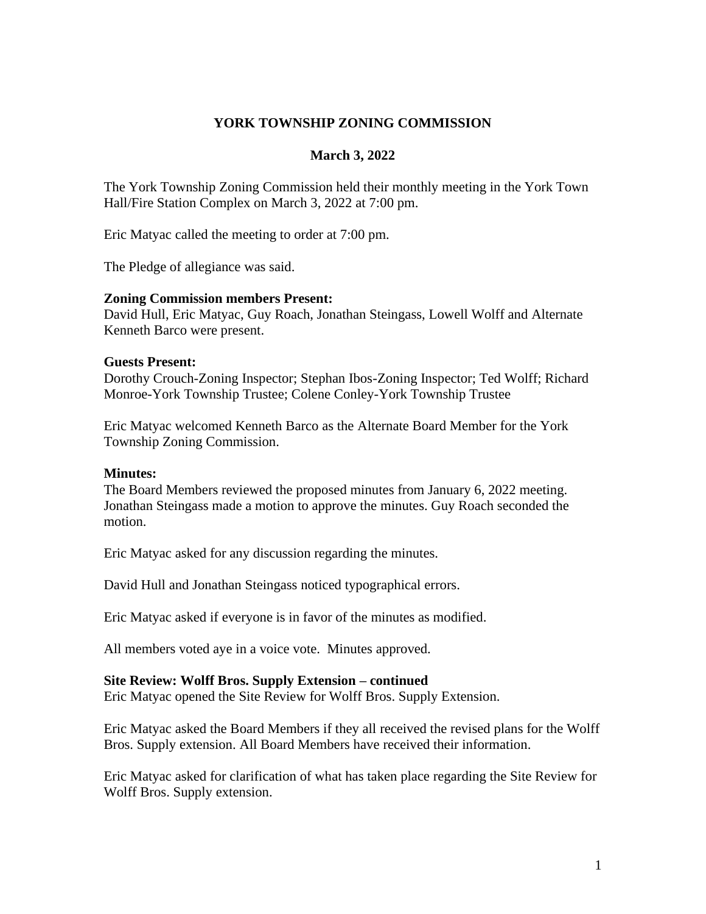# YORK TOWNSHIP ZONING COMMISSION

## March 3, 2022

The York Township Zoning Commission held their monthly meeting in the York Town Hall/Fire Station Complex on March 3, 2022 at 7:00 pm.

Eric Matyac called the meeting to order at 7:00 pm.

The Pledge of allegiance was said.

**Zoning Commission members Present:**
David Hull, Eric Matyac, Guy Roach, Jonathan Steingass, Lowell Wolff and Alternate Kenneth Barco were present.

**Guests Present:**
Dorothy Crouch-Zoning Inspector; Stephan Ibos-Zoning Inspector; Ted Wolff; Richard Monroe-York Township Trustee; Colene Conley-York Township Trustee

Eric Matyac welcomed Kenneth Barco as the Alternate Board Member for the York Township Zoning Commission.

**Minutes:**
The Board Members reviewed the proposed minutes from January 6, 2022 meeting. Jonathan Steingass made a motion to approve the minutes. Guy Roach seconded the motion.

Eric Matyac asked for any discussion regarding the minutes.

David Hull and Jonathan Steingass noticed typographical errors.

Eric Matyac asked if everyone is in favor of the minutes as modified.

All members voted aye in a voice vote. Minutes approved.

**Site Review: Wolff Bros. Supply Extension – continued**
Eric Matyac opened the Site Review for Wolff Bros. Supply Extension.

Eric Matyac asked the Board Members if they all received the revised plans for the Wolff Bros. Supply extension. All Board Members have received their information.

Eric Matyac asked for clarification of what has taken place regarding the Site Review for Wolff Bros. Supply extension.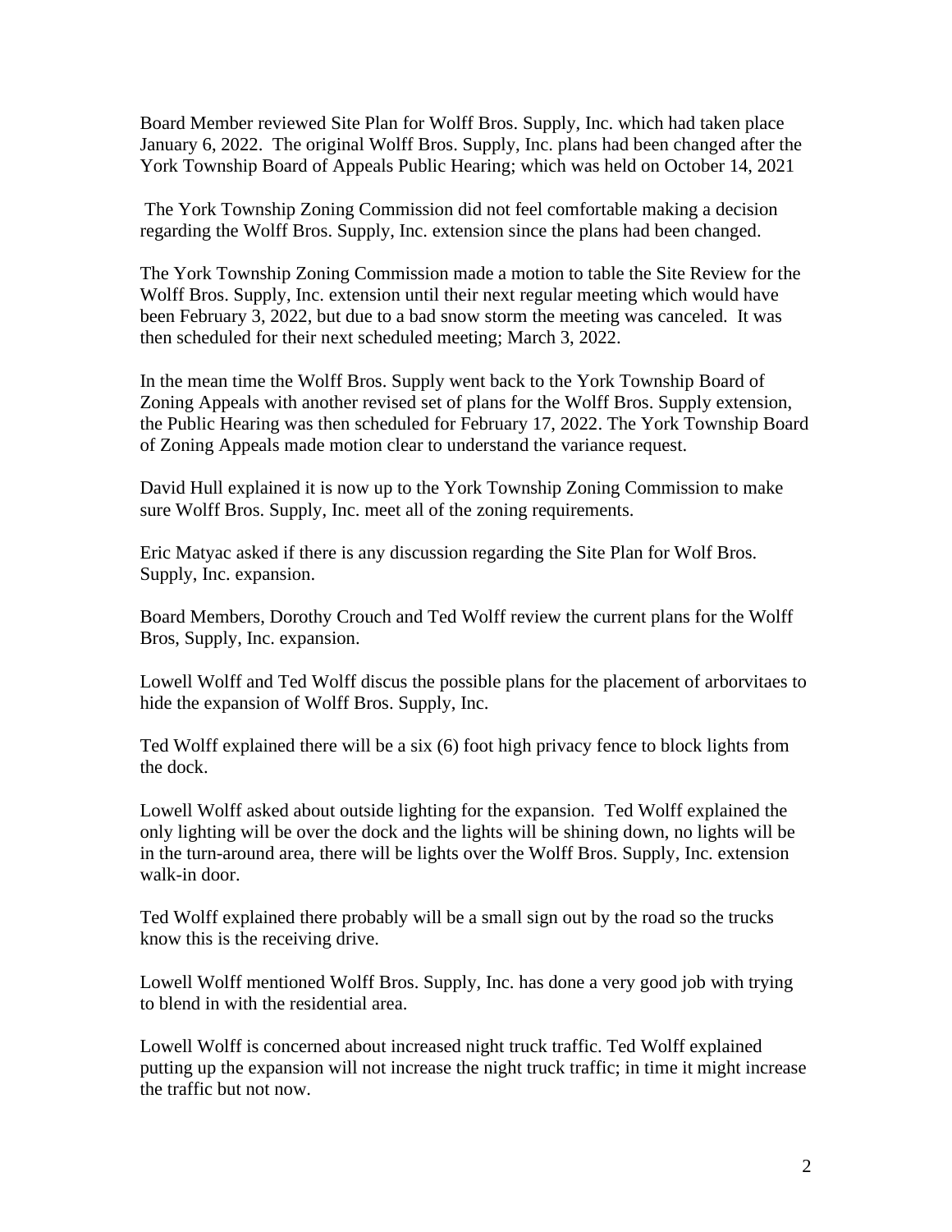Board Member reviewed Site Plan for Wolff Bros. Supply, Inc. which had taken place January 6, 2022. The original Wolff Bros. Supply, Inc. plans had been changed after the York Township Board of Appeals Public Hearing; which was held on October 14, 2021

The York Township Zoning Commission did not feel comfortable making a decision regarding the Wolff Bros. Supply, Inc. extension since the plans had been changed.

The York Township Zoning Commission made a motion to table the Site Review for the Wolff Bros. Supply, Inc. extension until their next regular meeting which would have been February 3, 2022, but due to a bad snow storm the meeting was canceled. It was then scheduled for their next scheduled meeting; March 3, 2022.

In the mean time the Wolff Bros. Supply went back to the York Township Board of Zoning Appeals with another revised set of plans for the Wolff Bros. Supply extension, the Public Hearing was then scheduled for February 17, 2022. The York Township Board of Zoning Appeals made motion clear to understand the variance request.

David Hull explained it is now up to the York Township Zoning Commission to make sure Wolff Bros. Supply, Inc. meet all of the zoning requirements.

Eric Matyac asked if there is any discussion regarding the Site Plan for Wolf Bros. Supply, Inc. expansion.

Board Members, Dorothy Crouch and Ted Wolff review the current plans for the Wolff Bros, Supply, Inc. expansion.

Lowell Wolff and Ted Wolff discus the possible plans for the placement of arborvitaes to hide the expansion of Wolff Bros. Supply, Inc.

Ted Wolff explained there will be a six (6) foot high privacy fence to block lights from the dock.

Lowell Wolff asked about outside lighting for the expansion. Ted Wolff explained the only lighting will be over the dock and the lights will be shining down, no lights will be in the turn-around area, there will be lights over the Wolff Bros. Supply, Inc. extension walk-in door.

Ted Wolff explained there probably will be a small sign out by the road so the trucks know this is the receiving drive.

Lowell Wolff mentioned Wolff Bros. Supply, Inc. has done a very good job with trying to blend in with the residential area.

Lowell Wolff is concerned about increased night truck traffic. Ted Wolff explained putting up the expansion will not increase the night truck traffic; in time it might increase the traffic but not now.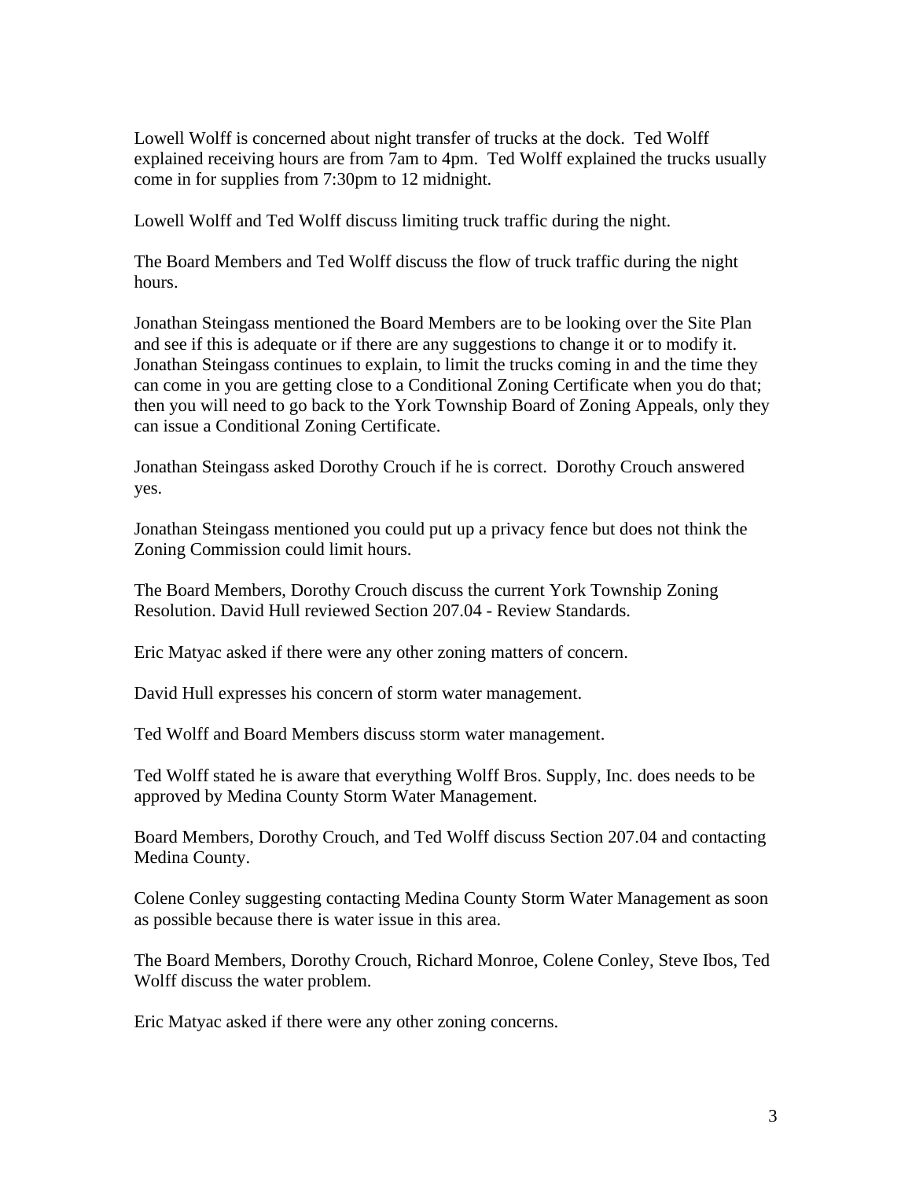Lowell Wolff is concerned about night transfer of trucks at the dock. Ted Wolff explained receiving hours are from 7am to 4pm. Ted Wolff explained the trucks usually come in for supplies from 7:30pm to 12 midnight.

Lowell Wolff and Ted Wolff discuss limiting truck traffic during the night.

The Board Members and Ted Wolff discuss the flow of truck traffic during the night hours.

Jonathan Steingass mentioned the Board Members are to be looking over the Site Plan and see if this is adequate or if there are any suggestions to change it or to modify it. Jonathan Steingass continues to explain, to limit the trucks coming in and the time they can come in you are getting close to a Conditional Zoning Certificate when you do that; then you will need to go back to the York Township Board of Zoning Appeals, only they can issue a Conditional Zoning Certificate.

Jonathan Steingass asked Dorothy Crouch if he is correct. Dorothy Crouch answered yes.

Jonathan Steingass mentioned you could put up a privacy fence but does not think the Zoning Commission could limit hours.

The Board Members, Dorothy Crouch discuss the current York Township Zoning Resolution. David Hull reviewed Section 207.04 - Review Standards.

Eric Matyac asked if there were any other zoning matters of concern.

David Hull expresses his concern of storm water management.

Ted Wolff and Board Members discuss storm water management.

Ted Wolff stated he is aware that everything Wolff Bros. Supply, Inc. does needs to be approved by Medina County Storm Water Management.

Board Members, Dorothy Crouch, and Ted Wolff discuss Section 207.04 and contacting Medina County.

Colene Conley suggesting contacting Medina County Storm Water Management as soon as possible because there is water issue in this area.

The Board Members, Dorothy Crouch, Richard Monroe, Colene Conley, Steve Ibos, Ted Wolff discuss the water problem.

Eric Matyac asked if there were any other zoning concerns.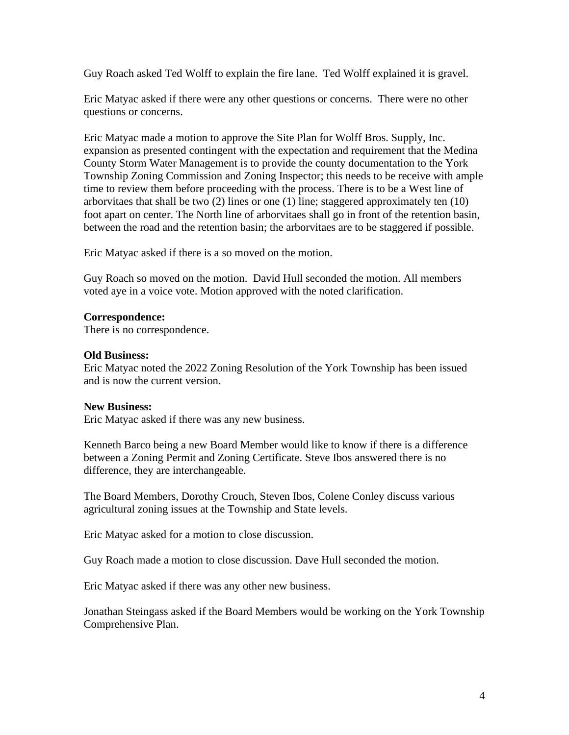Guy Roach asked Ted Wolff to explain the fire lane. Ted Wolff explained it is gravel.

Eric Matyac asked if there were any other questions or concerns. There were no other questions or concerns.

Eric Matyac made a motion to approve the Site Plan for Wolff Bros. Supply, Inc. expansion as presented contingent with the expectation and requirement that the Medina County Storm Water Management is to provide the county documentation to the York Township Zoning Commission and Zoning Inspector; this needs to be receive with ample time to review them before proceeding with the process. There is to be a West line of arborvitaes that shall be two (2) lines or one (1) line; staggered approximately ten (10) foot apart on center. The North line of arborvitaes shall go in front of the retention basin, between the road and the retention basin; the arborvitaes are to be staggered if possible.

Eric Matyac asked if there is a so moved on the motion.

Guy Roach so moved on the motion. David Hull seconded the motion. All members voted aye in a voice vote. Motion approved with the noted clarification.

**Correspondence:**
There is no correspondence.

**Old Business:**
Eric Matyac noted the 2022 Zoning Resolution of the York Township has been issued and is now the current version.

**New Business:**
Eric Matyac asked if there was any new business.

Kenneth Barco being a new Board Member would like to know if there is a difference between a Zoning Permit and Zoning Certificate. Steve Ibos answered there is no difference, they are interchangeable.

The Board Members, Dorothy Crouch, Steven Ibos, Colene Conley discuss various agricultural zoning issues at the Township and State levels.

Eric Matyac asked for a motion to close discussion.

Guy Roach made a motion to close discussion. Dave Hull seconded the motion.

Eric Matyac asked if there was any other new business.

Jonathan Steingass asked if the Board Members would be working on the York Township Comprehensive Plan.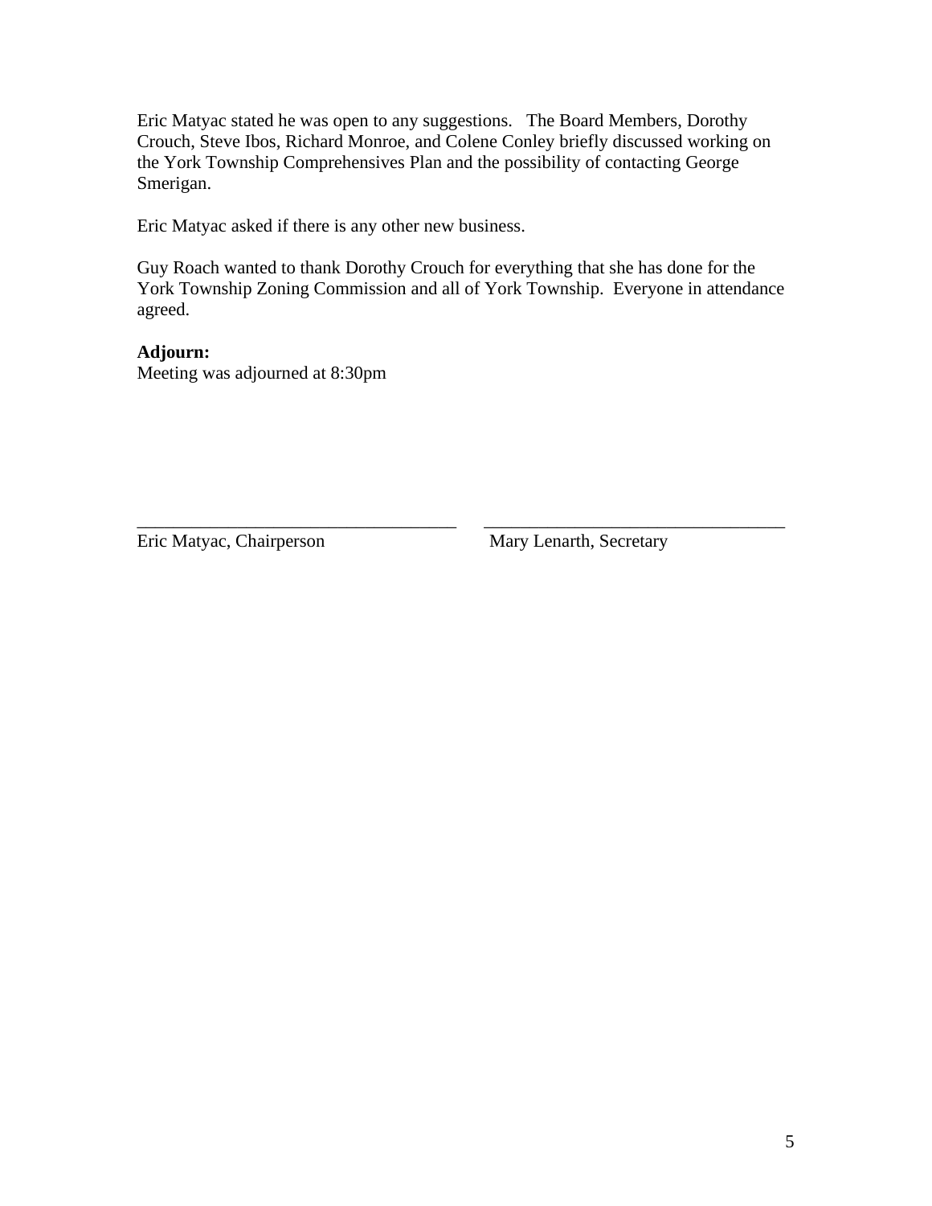Eric Matyac stated he was open to any suggestions. The Board Members, Dorothy Crouch, Steve Ibos, Richard Monroe, and Colene Conley briefly discussed working on the York Township Comprehensives Plan and the possibility of contacting George Smerigan.

Eric Matyac asked if there is any other new business.

Guy Roach wanted to thank Dorothy Crouch for everything that she has done for the York Township Zoning Commission and all of York Township. Everyone in attendance agreed.

**Adjourn:**
Meeting was adjourned at 8:30pm

| | |
|---|---|
| ___________________________________ | ________________________________ |
| Eric Matyac, Chairperson | Mary Lenarth, Secretary |